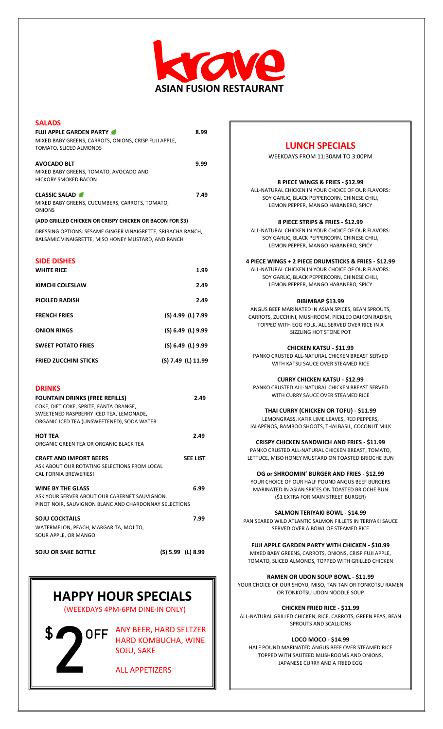# krave

**ASIAN FUSION RESTAURANT**

## SALADS

**FUJI APPLE GARDEN PARTY** — **8.99**
MIXED BABY GREENS, CARROTS, ONIONS, CRISP FUJI APPLE, TOMATO, SLICED ALMONDS

**AVOCADO BLT** — **9.99**
MIXED BABY GREENS, TOMATO, AVOCADO AND HICKORY SMOKED BACON

**CLASSIC SALAD** — **7.49**
MIXED BABY GREENS, CUCUMBERS, CARROTS, TOMATO, ONIONS

**(ADD GRILLED CHICKEN OR CRISPY CHICKEN OR BACON FOR $3)**

DRESSING OPTIONS: SESAME GINGER VINAIGRETTE, SRIRACHA RANCH, BALSAMIC VINAIGRETTE, MISO HONEY MUSTARD, AND RANCH

## SIDE DISHES

| Item | Price |
|---|---|
| **WHITE RICE** | **1.99** |
| **KIMCHI COLESLAW** | **2.49** |
| **PICKLED RADISH** | **2.49** |
| **FRENCH FRIES** | **(S) 4.99 (L) 7.99** |
| **ONION RINGS** | **(S) 6.49 (L) 9.99** |
| **SWEET POTATO FRIES** | **(S) 6.49 (L) 9.99** |
| **FRIED ZUCCHINI STICKS** | **(S) 7.49 (L) 11.99** |

## DRINKS

**FOUNTAIN DRINKS (FREE REFILLS)** — **2.49**
COKE, DIET COKE, SPRITE, FANTA ORANGE, SWEETENED RASPBERRY ICED TEA, LEMONADE, ORGANIC ICED TEA (UNSWEETENED), SODA WATER

**HOT TEA** — **2.49**
ORGANIC GREEN TEA OR ORGANIC BLACK TEA

**CRAFT AND IMPORT BEERS** — **SEE LIST**
ASK ABOUT OUR ROTATING SELECTIONS FROM LOCAL CALIFORNIA BREWERIES!

**WINE BY THE GLASS** — **6.99**
ASK YOUR SERVER ABOUT OUR CABERNET SAUVIGNON, PINOT NOIR, SAUVIGNON BLANC AND CHARDONNAY SELECTIONS

**SOJU COCKTAILS** — **7.99**
WATERMELON, PEACH, MARGARITA, MOJITO, SOUR APPLE, OR MANGO

**SOJU OR SAKE BOTTLE** — **(S) 5.99 (L) 8.99**

# HAPPY HOUR SPECIALS

(WEEKDAYS 4PM-6PM DINE-IN ONLY)

**$2 OFF** ANY BEER, HARD SELTZER, HARD KOMBUCHA, WINE, SOJU, SAKE

ALL APPETIZERS

## LUNCH SPECIALS

WEEKDAYS FROM 11:30AM TO 3:00PM

**8 PIECE WINGS & FRIES - $12.99**
ALL-NATURAL CHICKEN IN YOUR CHOICE OF OUR FLAVORS: SOY GARLIC, BLACK PEPPERCORN, CHINESE CHILI, LEMON PEPPER, MANGO HABANERO, SPICY

**8 PIECE STRIPS & FRIES - $12.99**
ALL-NATURAL CHICKEN IN YOUR CHOICE OF OUR FLAVORS: SOY GARLIC, BLACK PEPPERCORN, CHINESE CHILI, LEMON PEPPER, MANGO HABANERO, SPICY

**4 PIECE WINGS + 2 PIECE DRUMSTICKS & FRIES - $12.99**
ALL-NATURAL CHICKEN IN YOUR CHOICE OF OUR FLAVORS: SOY GARLIC, BLACK PEPPERCORN, CHINESE CHILI, LEMON PEPPER, MANGO HABANERO, SPICY

**BIBIMBAP $13.99**
ANGUS BEEF MARINATED IN ASIAN SPICES, BEAN SPROUTS, CARROTS, ZUCCHINI, MUSHROOM, PICKLED DAIKON RADISH, TOPPED WITH EGG YOLK. ALL SERVED OVER RICE IN A SIZZLING HOT STONE POT

**CHICKEN KATSU - $11.99**
PANKO CRUSTED ALL-NATURAL CHICKEN BREAST SERVED WITH KATSU SAUCE OVER STEAMED RICE

**CURRY CHICKEN KATSU - $12.99**
PANKO CRUSTED ALL-NATURAL CHICKEN BREAST SERVED WITH CURRY SAUCE OVER STEAMED RICE

**THAI CURRY (CHICKEN OR TOFU) - $11.99**
LEMONGRASS, KAFIR LIME LEAVES, RED PEPPERS, JALAPENOS, BAMBOO SHOOTS, THAI BASIL, COCONUT MILK

**CRISPY CHICKEN SANDWICH AND FRIES - $11.99**
PANKO CRUSTED ALL-NATURAL CHICKEN BREAST, TOMATO, LETTUCE, MISO HONEY MUSTARD ON TOASTED BRIOCHE BUN

**OG or SHROOMIN' BURGER AND FRIES - $12.99**
YOUR CHOICE OF OUR HALF POUND ANGUS BEEF BURGERS MARINATED IN ASIAN SPICES ON TOASTED BRIOCHE BUN ($1 EXTRA FOR MAIN STREET BURGER)

**SALMON TERIYAKI BOWL - $14.99**
PAN SEARED WILD ATLANTIC SALMON FILLETS IN TERIYAKI SAUCE SERVED OVER A BOWL OF STEAMED RICE

**FUJI APPLE GARDEN PARTY WITH CHICKEN - $10.99**
MIXED BABY GREENS, CARROTS, ONIONS, CRISP FUJI APPLE, TOMATO, SLICED ALMONDS, TOPPED WITH GRILLED CHICKEN

**RAMEN OR UDON SOUP BOWL - $11.99**
YOUR CHOICE OF OUR SHOYU, MISO, TAN TAN OR TONKOTSU RAMEN OR TONKOTSU UDON NOODLE SOUP

**CHICKEN FRIED RICE - $11.99**
ALL-NATURAL GRILLED CHICKEN, RICE, CARROTS, GREEN PEAS, BEAN SPROUTS AND SCALLIONS

**LOCO MOCO - $14.99**
HALF POUND MARINATED ANGUS BEEF OVER STEAMED RICE TOPPED WITH SAUTEED MUSHROOMS AND ONIONS, JAPANESE CURRY AND A FRIED EGG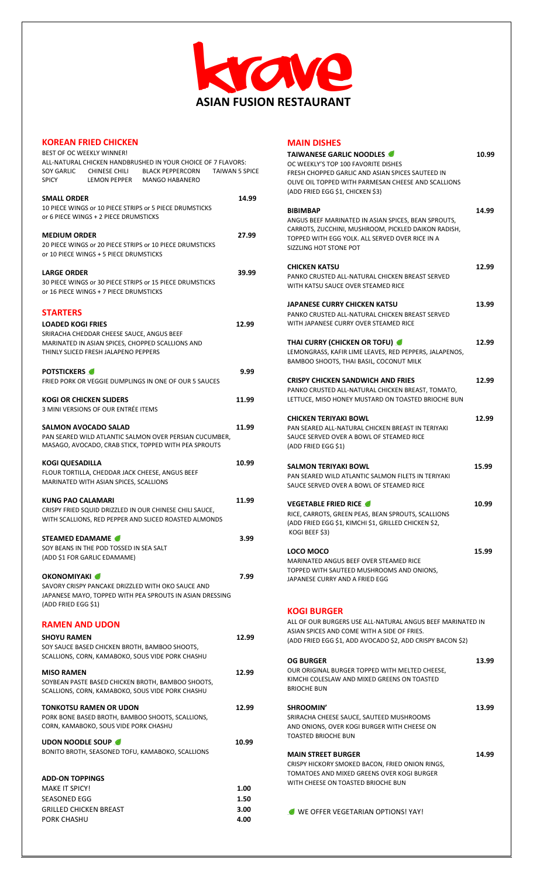# Krave

## ASIAN FUSION RESTAURANT

## KOREAN FRIED CHICKEN

BEST OF OC WEEKLY WINNER!
ALL-NATURAL CHICKEN HANDBRUSHED IN YOUR CHOICE OF 7 FLAVORS:
SOY GARLIC CHINESE CHILI BLACK PEPPERCORN TAIWAN 5 SPICE
SPICY LEMON PEPPER MANGO HABANERO

**SMALL ORDER** 14.99
10 PIECE WINGS or 10 PIECE STRIPS or 5 PIECE DRUMSTICKS
or 6 PIECE WINGS + 2 PIECE DRUMSTICKS

**MEDIUM ORDER** 27.99
20 PIECE WINGS or 20 PIECE STRIPS or 10 PIECE DRUMSTICKS
or 10 PIECE WINGS + 5 PIECE DRUMSTICKS

**LARGE ORDER** 39.99
30 PIECE WINGS or 30 PIECE STRIPS or 15 PIECE DRUMSTICKS
or 16 PIECE WINGS + 7 PIECE DRUMSTICKS

## STARTERS

**LOADED KOGI FRIES** 12.99
SRIRACHA CHEDDAR CHEESE SAUCE, ANGUS BEEF
MARINATED IN ASIAN SPICES, CHOPPED SCALLIONS AND
THINLY SLICED FRESH JALAPENO PEPPERS

**POTSTICKERS** 🌿 9.99
FRIED PORK OR VEGGIE DUMPLINGS IN ONE OF OUR 5 SAUCES

**KOGI OR CHICKEN SLIDERS** 11.99
3 MINI VERSIONS OF OUR ENTRÉE ITEMS

**SALMON AVOCADO SALAD** 11.99
PAN SEARED WILD ATLANTIC SALMON OVER PERSIAN CUCUMBER,
MASAGO, AVOCADO, CRAB STICK, TOPPED WITH PEA SPROUTS

**KOGI QUESADILLA** 10.99
FLOUR TORTILLA, CHEDDAR JACK CHEESE, ANGUS BEEF
MARINATED WITH ASIAN SPICES, SCALLIONS

**KUNG PAO CALAMARI** 11.99
CRISPY FRIED SQUID DRIZZLED IN OUR CHINESE CHILI SAUCE,
WITH SCALLIONS, RED PEPPER AND SLICED ROASTED ALMONDS

**STEAMED EDAMAME** 🌿 3.99
SOY BEANS IN THE POD TOSSED IN SEA SALT
(ADD $1 FOR GARLIC EDAMAME)

**OKONOMIYAKI** 🌿 7.99
SAVORY CRISPY PANCAKE DRIZZLED WITH OKO SAUCE AND
JAPANESE MAYO, TOPPED WITH PEA SPROUTS IN ASIAN DRESSING
(ADD FRIED EGG $1)

## RAMEN AND UDON

**SHOYU RAMEN** 12.99
SOY SAUCE BASED CHICKEN BROTH, BAMBOO SHOOTS,
SCALLIONS, CORN, KAMABOKO, SOUS VIDE PORK CHASHU

**MISO RAMEN** 12.99
SOYBEAN PASTE BASED CHICKEN BROTH, BAMBOO SHOOTS,
SCALLIONS, CORN, KAMABOKO, SOUS VIDE PORK CHASHU

**TONKOTSU RAMEN OR UDON** 12.99
PORK BONE BASED BROTH, BAMBOO SHOOTS, SCALLIONS,
CORN, KAMABOKO, SOUS VIDE PORK CHASHU

**UDON NOODLE SOUP** 🌿 10.99
BONITO BROTH, SEASONED TOFU, KAMABOKO, SCALLIONS

**ADD-ON TOPPINGS**

| | |
|---|---|
| MAKE IT SPICY! | 1.00 |
| SEASONED EGG | 1.50 |
| GRILLED CHICKEN BREAST | 3.00 |
| PORK CHASHU | 4.00 |

## MAIN DISHES

**TAIWANESE GARLIC NOODLES** 🌿 10.99
OC WEEKLY'S TOP 100 FAVORITE DISHES
FRESH CHOPPED GARLIC AND ASIAN SPICES SAUTEED IN
OLIVE OIL TOPPED WITH PARMESAN CHEESE AND SCALLIONS
(ADD FRIED EGG $1, CHICKEN $3)

**BIBIMBAP** 14.99
ANGUS BEEF MARINATED IN ASIAN SPICES, BEAN SPROUTS,
CARROTS, ZUCCHINI, MUSHROOM, PICKLED DAIKON RADISH,
TOPPED WITH EGG YOLK. ALL SERVED OVER RICE IN A
SIZZLING HOT STONE POT

**CHICKEN KATSU** 12.99
PANKO CRUSTED ALL-NATURAL CHICKEN BREAST SERVED
WITH KATSU SAUCE OVER STEAMED RICE

**JAPANESE CURRY CHICKEN KATSU** 13.99
PANKO CRUSTED ALL-NATURAL CHICKEN BREAST SERVED
WITH JAPANESE CURRY OVER STEAMED RICE

**THAI CURRY (CHICKEN OR TOFU)** 🌿 12.99
LEMONGRASS, KAFIR LIME LEAVES, RED PEPPERS, JALAPENOS,
BAMBOO SHOOTS, THAI BASIL, COCONUT MILK

**CRISPY CHICKEN SANDWICH AND FRIES** 12.99
PANKO CRUSTED ALL-NATURAL CHICKEN BREAST, TOMATO,
LETTUCE, MISO HONEY MUSTARD ON TOASTED BRIOCHE BUN

**CHICKEN TERIYAKI BOWL** 12.99
PAN SEARED ALL-NATURAL CHICKEN BREAST IN TERIYAKI
SAUCE SERVED OVER A BOWL OF STEAMED RICE
(ADD FRIED EGG $1)

**SALMON TERIYAKI BOWL** 15.99
PAN SEARED WILD ATLANTIC SALMON FILETS IN TERIYAKI
SAUCE SERVED OVER A BOWL OF STEAMED RICE

**VEGETABLE FRIED RICE** 🌿 10.99
RICE, CARROTS, GREEN PEAS, BEAN SPROUTS, SCALLIONS
(ADD FRIED EGG $1, KIMCHI $1, GRILLED CHICKEN $2,
KOGI BEEF $3)

**LOCO MOCO** 15.99
MARINATED ANGUS BEEF OVER STEAMED RICE
TOPPED WITH SAUTEED MUSHROOMS AND ONIONS,
JAPANESE CURRY AND A FRIED EGG

## KOGI BURGER

ALL OF OUR BURGERS USE ALL-NATURAL ANGUS BEEF MARINATED IN
ASIAN SPICES AND COME WITH A SIDE OF FRIES.
(ADD FRIED EGG $1, ADD AVOCADO $2, ADD CRISPY BACON $2)

**OG BURGER** 13.99
OUR ORIGINAL BURGER TOPPED WITH MELTED CHEESE,
KIMCHI COLESLAW AND MIXED GREENS ON TOASTED
BRIOCHE BUN

**SHROOMIN'** 13.99
SRIRACHA CHEESE SAUCE, SAUTEED MUSHROOMS
AND ONIONS, OVER KOGI BURGER WITH CHEESE ON
TOASTED BRIOCHE BUN

**MAIN STREET BURGER** 14.99
CRISPY HICKORY SMOKED BACON, FRIED ONION RINGS,
TOMATOES AND MIXED GREENS OVER KOGI BURGER
WITH CHEESE ON TOASTED BRIOCHE BUN

🌿 WE OFFER VEGETARIAN OPTIONS! YAY!